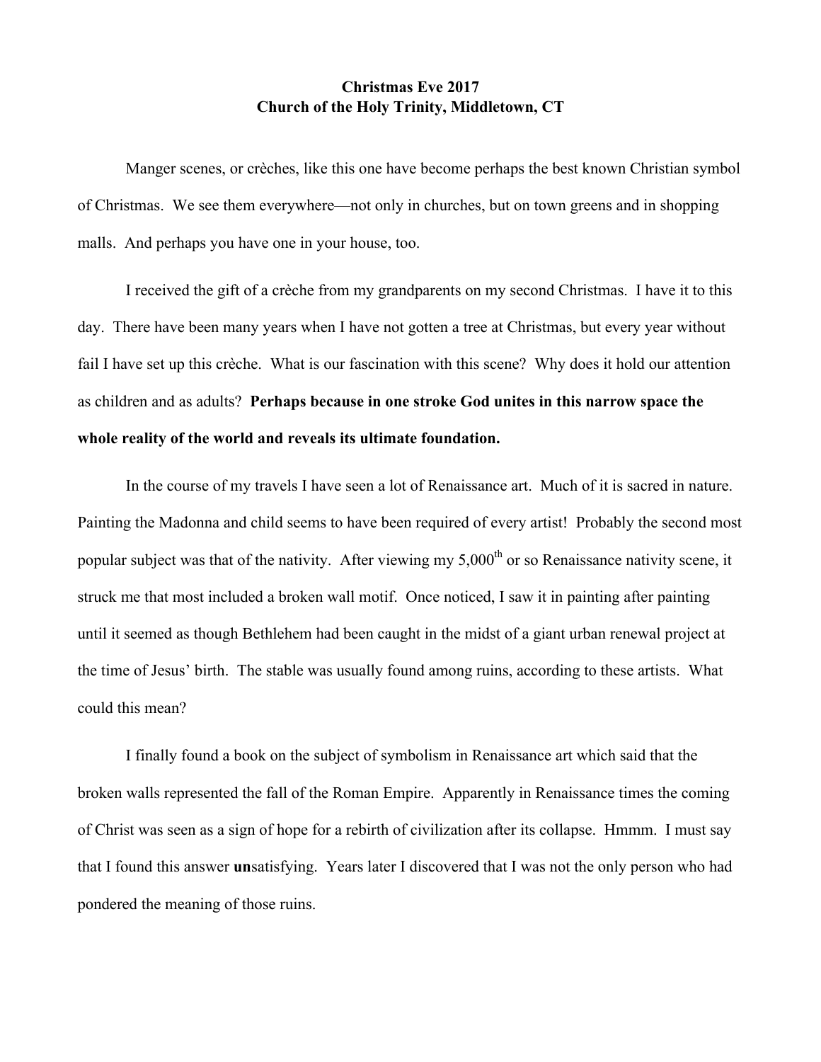**Christmas Eve 2017**
**Church of the Holy Trinity, Middletown, CT**

Manger scenes, or crèches, like this one have become perhaps the best known Christian symbol of Christmas. We see them everywhere—not only in churches, but on town greens and in shopping malls. And perhaps you have one in your house, too.

I received the gift of a crèche from my grandparents on my second Christmas. I have it to this day. There have been many years when I have not gotten a tree at Christmas, but every year without fail I have set up this crèche. What is our fascination with this scene? Why does it hold our attention as children and as adults? **Perhaps because in one stroke God unites in this narrow space the whole reality of the world and reveals its ultimate foundation.**

In the course of my travels I have seen a lot of Renaissance art. Much of it is sacred in nature. Painting the Madonna and child seems to have been required of every artist! Probably the second most popular subject was that of the nativity. After viewing my 5,000th or so Renaissance nativity scene, it struck me that most included a broken wall motif. Once noticed, I saw it in painting after painting until it seemed as though Bethlehem had been caught in the midst of a giant urban renewal project at the time of Jesus' birth. The stable was usually found among ruins, according to these artists. What could this mean?

I finally found a book on the subject of symbolism in Renaissance art which said that the broken walls represented the fall of the Roman Empire. Apparently in Renaissance times the coming of Christ was seen as a sign of hope for a rebirth of civilization after its collapse. Hmmm. I must say that I found this answer **un**satisfying. Years later I discovered that I was not the only person who had pondered the meaning of those ruins.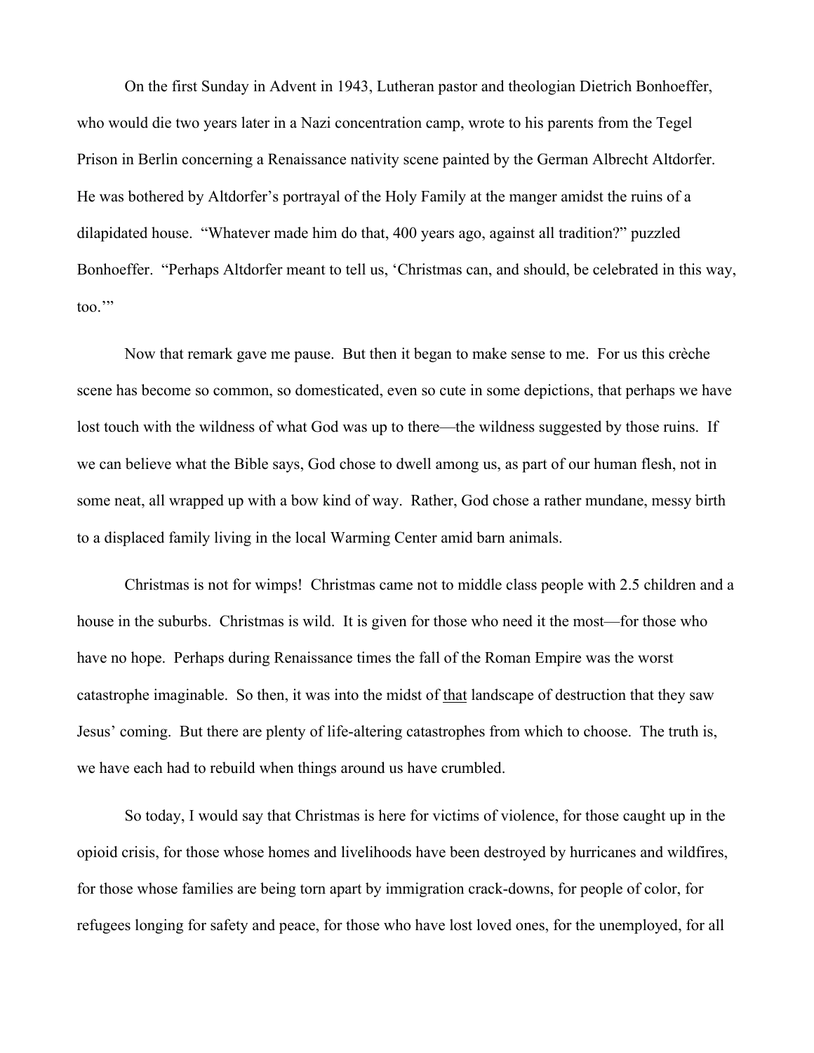On the first Sunday in Advent in 1943, Lutheran pastor and theologian Dietrich Bonhoeffer, who would die two years later in a Nazi concentration camp, wrote to his parents from the Tegel Prison in Berlin concerning a Renaissance nativity scene painted by the German Albrecht Altdorfer. He was bothered by Altdorfer's portrayal of the Holy Family at the manger amidst the ruins of a dilapidated house. "Whatever made him do that, 400 years ago, against all tradition?" puzzled Bonhoeffer. "Perhaps Altdorfer meant to tell us, 'Christmas can, and should, be celebrated in this way, too.'"

Now that remark gave me pause. But then it began to make sense to me. For us this crèche scene has become so common, so domesticated, even so cute in some depictions, that perhaps we have lost touch with the wildness of what God was up to there—the wildness suggested by those ruins. If we can believe what the Bible says, God chose to dwell among us, as part of our human flesh, not in some neat, all wrapped up with a bow kind of way. Rather, God chose a rather mundane, messy birth to a displaced family living in the local Warming Center amid barn animals.

Christmas is not for wimps! Christmas came not to middle class people with 2.5 children and a house in the suburbs. Christmas is wild. It is given for those who need it the most—for those who have no hope. Perhaps during Renaissance times the fall of the Roman Empire was the worst catastrophe imaginable. So then, it was into the midst of <u>that</u> landscape of destruction that they saw Jesus' coming. But there are plenty of life-altering catastrophes from which to choose. The truth is, we have each had to rebuild when things around us have crumbled.

So today, I would say that Christmas is here for victims of violence, for those caught up in the opioid crisis, for those whose homes and livelihoods have been destroyed by hurricanes and wildfires, for those whose families are being torn apart by immigration crack-downs, for people of color, for refugees longing for safety and peace, for those who have lost loved ones, for the unemployed, for all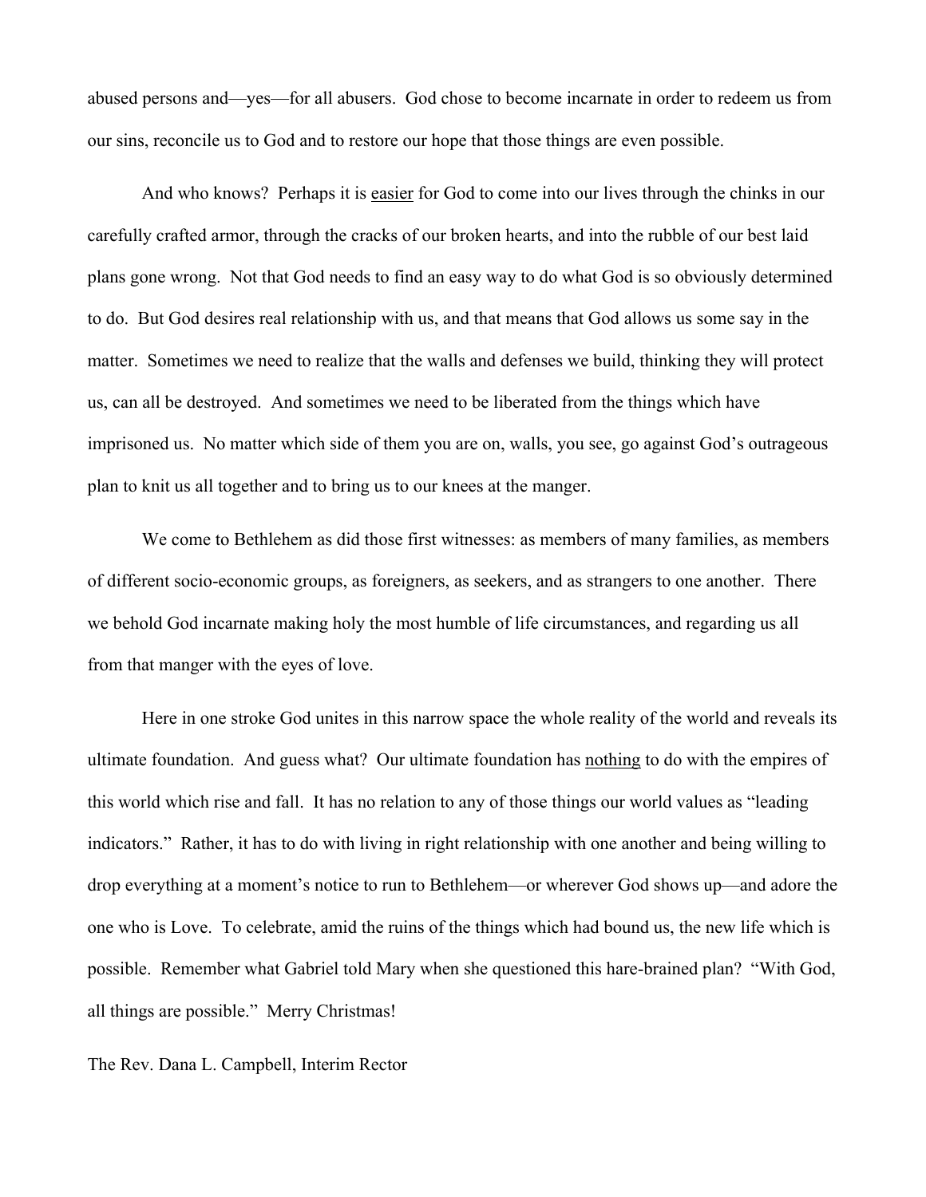abused persons and—yes—for all abusers. God chose to become incarnate in order to redeem us from our sins, reconcile us to God and to restore our hope that those things are even possible.

And who knows? Perhaps it is <u>easier</u> for God to come into our lives through the chinks in our carefully crafted armor, through the cracks of our broken hearts, and into the rubble of our best laid plans gone wrong. Not that God needs to find an easy way to do what God is so obviously determined to do. But God desires real relationship with us, and that means that God allows us some say in the matter. Sometimes we need to realize that the walls and defenses we build, thinking they will protect us, can all be destroyed. And sometimes we need to be liberated from the things which have imprisoned us. No matter which side of them you are on, walls, you see, go against God's outrageous plan to knit us all together and to bring us to our knees at the manger.

We come to Bethlehem as did those first witnesses: as members of many families, as members of different socio-economic groups, as foreigners, as seekers, and as strangers to one another. There we behold God incarnate making holy the most humble of life circumstances, and regarding us all from that manger with the eyes of love.

Here in one stroke God unites in this narrow space the whole reality of the world and reveals its ultimate foundation. And guess what? Our ultimate foundation has <u>nothing</u> to do with the empires of this world which rise and fall. It has no relation to any of those things our world values as "leading indicators." Rather, it has to do with living in right relationship with one another and being willing to drop everything at a moment's notice to run to Bethlehem—or wherever God shows up—and adore the one who is Love. To celebrate, amid the ruins of the things which had bound us, the new life which is possible. Remember what Gabriel told Mary when she questioned this hare-brained plan? "With God, all things are possible." Merry Christmas!

The Rev. Dana L. Campbell, Interim Rector